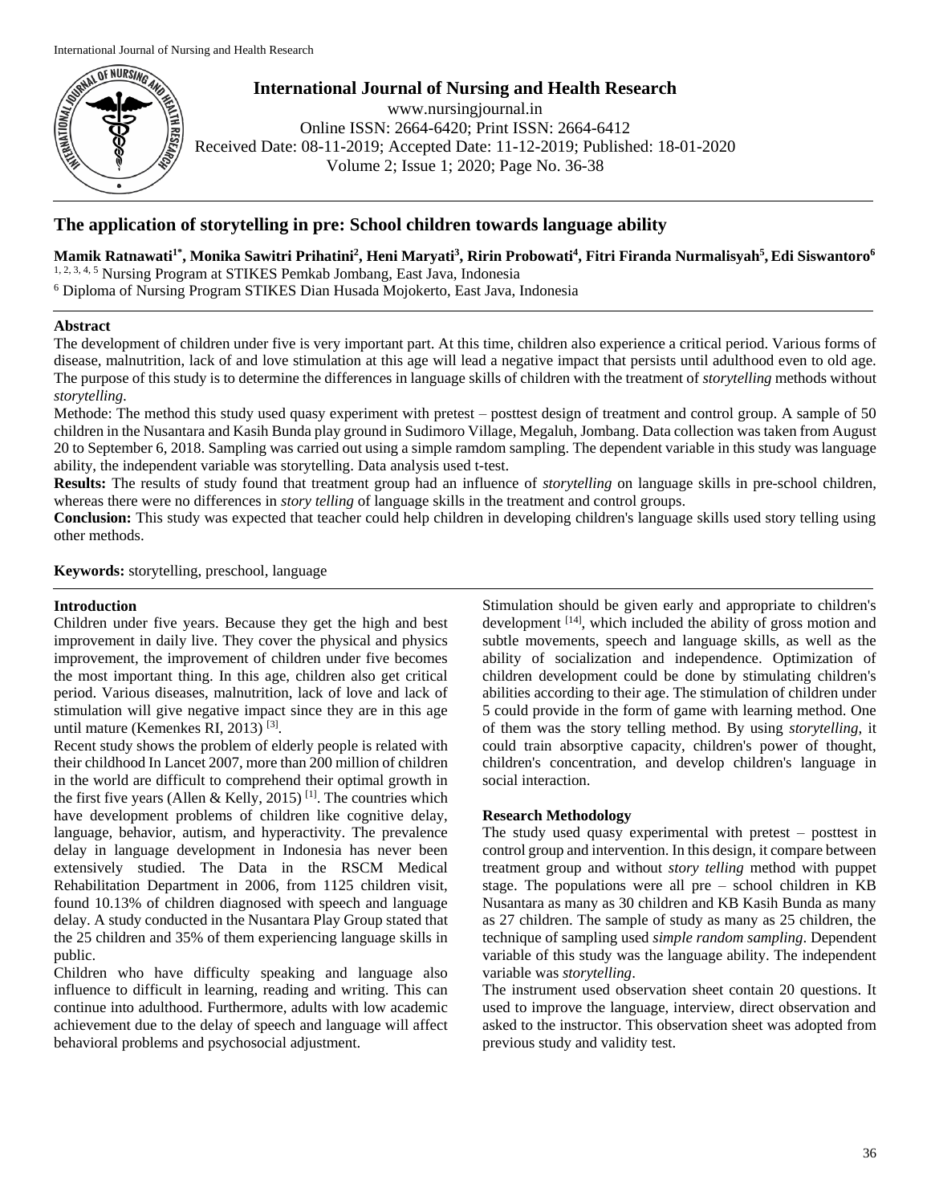# The application of storytelling in pre: School children towards language ability

**Mamik Ratnawati[1*], Monika Sawitri Prihatini[2], Heni Maryati[3], Ririn Probowati[4], Fitri Firanda Nurmalisyah[5], Edi Siswantoro[6]**

[1, 2, 3, 4, 5] Nursing Program at STIKES Pemkab Jombang, East Java, Indonesia

[6] Diploma of Nursing Program STIKES Dian Husada Mojokerto, East Java, Indonesia

## Abstract

The development of children under five is very important part. At this time, children also experience a critical period. Various forms of disease, malnutrition, lack of and love stimulation at this age will lead a negative impact that persists until adulthood even to old age. The purpose of this study is to determine the differences in language skills of children with the treatment of *storytelling* methods without *storytelling*.

Methode: The method this study used quasy experiment with pretest – posttest design of treatment and control group. A sample of 50 children in the Nusantara and Kasih Bunda play ground in Sudimoro Village, Megaluh, Jombang. Data collection was taken from August 20 to September 6, 2018. Sampling was carried out using a simple ramdom sampling. The dependent variable in this study was language ability, the independent variable was storytelling. Data analysis used t-test.

**Results:** The results of study found that treatment group had an influence of *storytelling* on language skills in pre-school children, whereas there were no differences in *story telling* of language skills in the treatment and control groups.

**Conclusion:** This study was expected that teacher could help children in developing children's language skills used story telling using other methods.

**Keywords:** storytelling, preschool, language

## Introduction

Children under five years. Because they get the high and best improvement in daily live. They cover the physical and physics improvement, the improvement of children under five becomes the most important thing. In this age, children also get critical period. Various diseases, malnutrition, lack of love and lack of stimulation will give negative impact since they are in this age until mature (Kemenkes RI, 2013) [3].

Recent study shows the problem of elderly people is related with their childhood In Lancet 2007, more than 200 million of children in the world are difficult to comprehend their optimal growth in the first five years (Allen & Kelly, 2015) [1]. The countries which have development problems of children like cognitive delay, language, behavior, autism, and hyperactivity. The prevalence delay in language development in Indonesia has never been extensively studied. The Data in the RSCM Medical Rehabilitation Department in 2006, from 1125 children visit, found 10.13% of children diagnosed with speech and language delay. A study conducted in the Nusantara Play Group stated that the 25 children and 35% of them experiencing language skills in public.

Children who have difficulty speaking and language also influence to difficult in learning, reading and writing. This can continue into adulthood. Furthermore, adults with low academic achievement due to the delay of speech and language will affect behavioral problems and psychosocial adjustment.

Stimulation should be given early and appropriate to children's development [14], which included the ability of gross motion and subtle movements, speech and language skills, as well as the ability of socialization and independence. Optimization of children development could be done by stimulating children's abilities according to their age. The stimulation of children under 5 could provide in the form of game with learning method. One of them was the story telling method. By using *storytelling*, it could train absorptive capacity, children's power of thought, children's concentration, and develop children's language in social interaction.

## Research Methodology

The study used quasy experimental with pretest – posttest in control group and intervention. In this design, it compare between treatment group and without *story telling* method with puppet stage. The populations were all pre – school children in KB Nusantara as many as 30 children and KB Kasih Bunda as many as 27 children. The sample of study as many as 25 children, the technique of sampling used *simple random sampling*. Dependent variable of this study was the language ability. The independent variable was *storytelling*.

The instrument used observation sheet contain 20 questions. It used to improve the language, interview, direct observation and asked to the instructor. This observation sheet was adopted from previous study and validity test.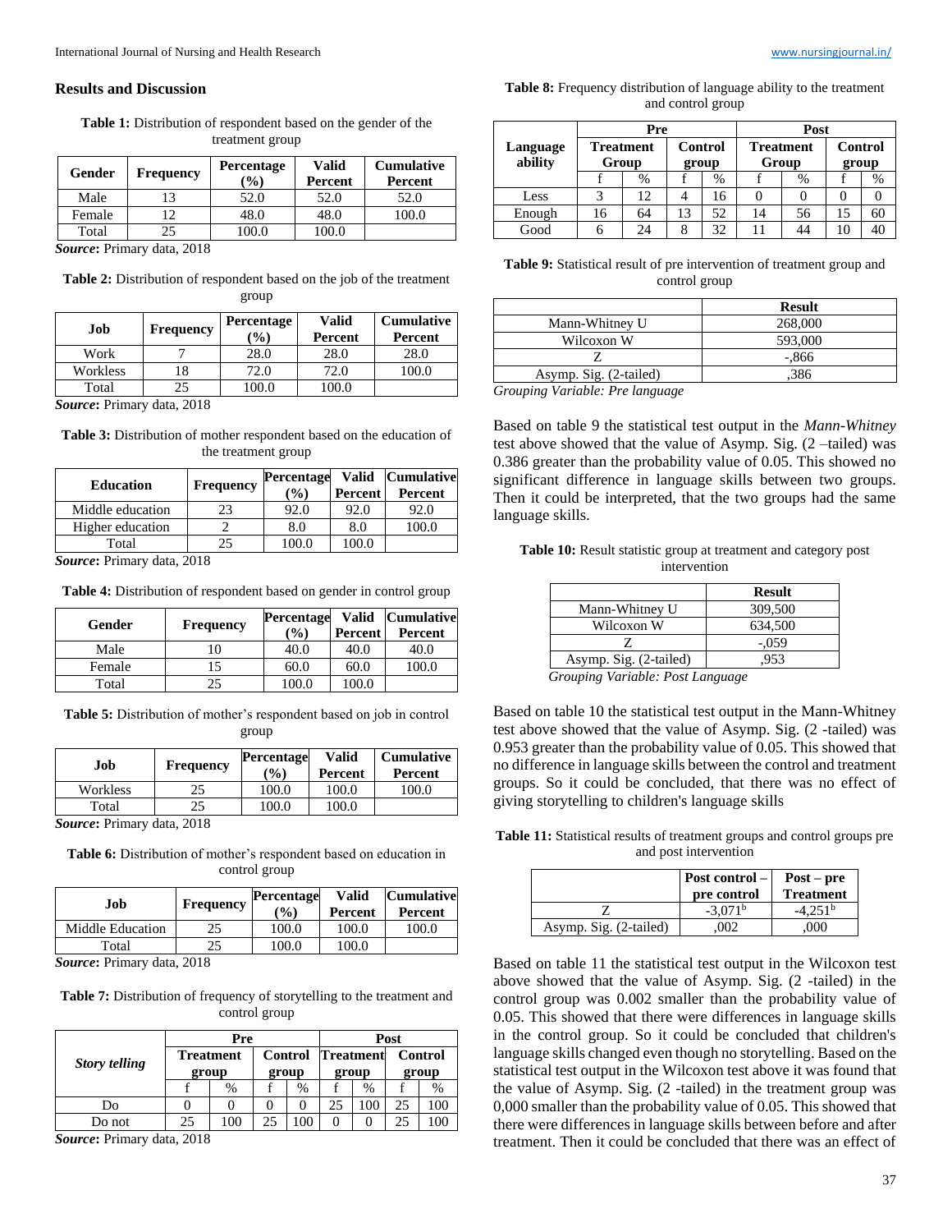## Results and Discussion

**Table 1:** Distribution of respondent based on the gender of the treatment group

| Gender | Frequency | Percentage (%) | Valid Percent | Cumulative Percent |
|---|---|---|---|---|
| Male | 13 | 52.0 | 52.0 | 52.0 |
| Female | 12 | 48.0 | 48.0 | 100.0 |
| Total | 25 | 100.0 | 100.0 | |

***Source*:** Primary data, 2018

**Table 2:** Distribution of respondent based on the job of the treatment group

| Job | Frequency | Percentage (%) | Valid Percent | Cumulative Percent |
|---|---|---|---|---|
| Work | 7 | 28.0 | 28.0 | 28.0 |
| Workless | 18 | 72.0 | 72.0 | 100.0 |
| Total | 25 | 100.0 | 100.0 | |

***Source*:** Primary data, 2018

**Table 3:** Distribution of mother respondent based on the education of the treatment group

| Education | Frequency | Percentage (%) | Valid Percent | Cumulative Percent |
|---|---|---|---|---|
| Middle education | 23 | 92.0 | 92.0 | 92.0 |
| Higher education | 2 | 8.0 | 8.0 | 100.0 |
| Total | 25 | 100.0 | 100.0 | |

***Source*:** Primary data, 2018

**Table 4:** Distribution of respondent based on gender in control group

| Gender | Frequency | Percentage (%) | Valid Percent | Cumulative Percent |
|---|---|---|---|---|
| Male | 10 | 40.0 | 40.0 | 40.0 |
| Female | 15 | 60.0 | 60.0 | 100.0 |
| Total | 25 | 100.0 | 100.0 | |

**Table 5:** Distribution of mother's respondent based on job in control group

| Job | Frequency | Percentage (%) | Valid Percent | Cumulative Percent |
|---|---|---|---|---|
| Workless | 25 | 100.0 | 100.0 | 100.0 |
| Total | 25 | 100.0 | 100.0 | |

***Source*:** Primary data, 2018

**Table 6:** Distribution of mother's respondent based on education in control group

| Job | Frequency | Percentage (%) | Valid Percent | Cumulative Percent |
|---|---|---|---|---|
| Middle Education | 25 | 100.0 | 100.0 | 100.0 |
| Total | 25 | 100.0 | 100.0 | |

***Source*:** Primary data, 2018

**Table 7:** Distribution of frequency of storytelling to the treatment and control group

| *Story telling* | Pre | | | | Post | | | |
|---|---|---|---|---|---|---|---|---|
| | Treatment group | | Control group | | Treatment group | | Control group | |
| | f | % | f | % | f | % | f | % |
| Do | 0 | 0 | 0 | 0 | 25 | 100 | 25 | 100 |
| Do not | 25 | 100 | 25 | 100 | 0 | 0 | 25 | 100 |

***Source*:** Primary data, 2018

**Table 8:** Frequency distribution of language ability to the treatment and control group

| Language ability | Pre | | | | Post | | | |
|---|---|---|---|---|---|---|---|---|
| | Treatment Group | | Control group | | Treatment Group | | Control group | |
| | f | % | f | % | f | % | f | % |
| Less | 3 | 12 | 4 | 16 | 0 | 0 | 0 | 0 |
| Enough | 16 | 64 | 13 | 52 | 14 | 56 | 15 | 60 |
| Good | 6 | 24 | 8 | 32 | 11 | 44 | 10 | 40 |

**Table 9:** Statistical result of pre intervention of treatment group and control group

| | Result |
|---|---|
| Mann-Whitney U | 268,000 |
| Wilcoxon W | 593,000 |
| Z | -,866 |
| Asymp. Sig. (2-tailed) | ,386 |

*Grouping Variable: Pre language*

Based on table 9 the statistical test output in the *Mann-Whitney* test above showed that the value of Asymp. Sig. (2 –tailed) was 0.386 greater than the probability value of 0.05. This showed no significant difference in language skills between two groups. Then it could be interpreted, that the two groups had the same language skills.

**Table 10:** Result statistic group at treatment and category post intervention

| | Result |
|---|---|
| Mann-Whitney U | 309,500 |
| Wilcoxon W | 634,500 |
| Z | -,059 |
| Asymp. Sig. (2-tailed) | ,953 |

*Grouping Variable: Post Language*

Based on table 10 the statistical test output in the Mann-Whitney test above showed that the value of Asymp. Sig. (2 -tailed) was 0.953 greater than the probability value of 0.05. This showed that no difference in language skills between the control and treatment groups. So it could be concluded, that there was no effect of giving storytelling to children's language skills

**Table 11:** Statistical results of treatment groups and control groups pre and post intervention

| | Post control – pre control | Post – pre Treatment |
|---|---|---|
| Z | $-3{,}071^{b}$ | $-4{,}251^{b}$ |
| Asymp. Sig. (2-tailed) | ,002 | ,000 |

Based on table 11 the statistical test output in the Wilcoxon test above showed that the value of Asymp. Sig. (2 -tailed) in the control group was 0.002 smaller than the probability value of 0.05. This showed that there were differences in language skills in the control group. So it could be concluded that children's language skills changed even though no storytelling. Based on the statistical test output in the Wilcoxon test above it was found that the value of Asymp. Sig. (2 -tailed) in the treatment group was 0,000 smaller than the probability value of 0.05. This showed that there were differences in language skills between before and after treatment. Then it could be concluded that there was an effect of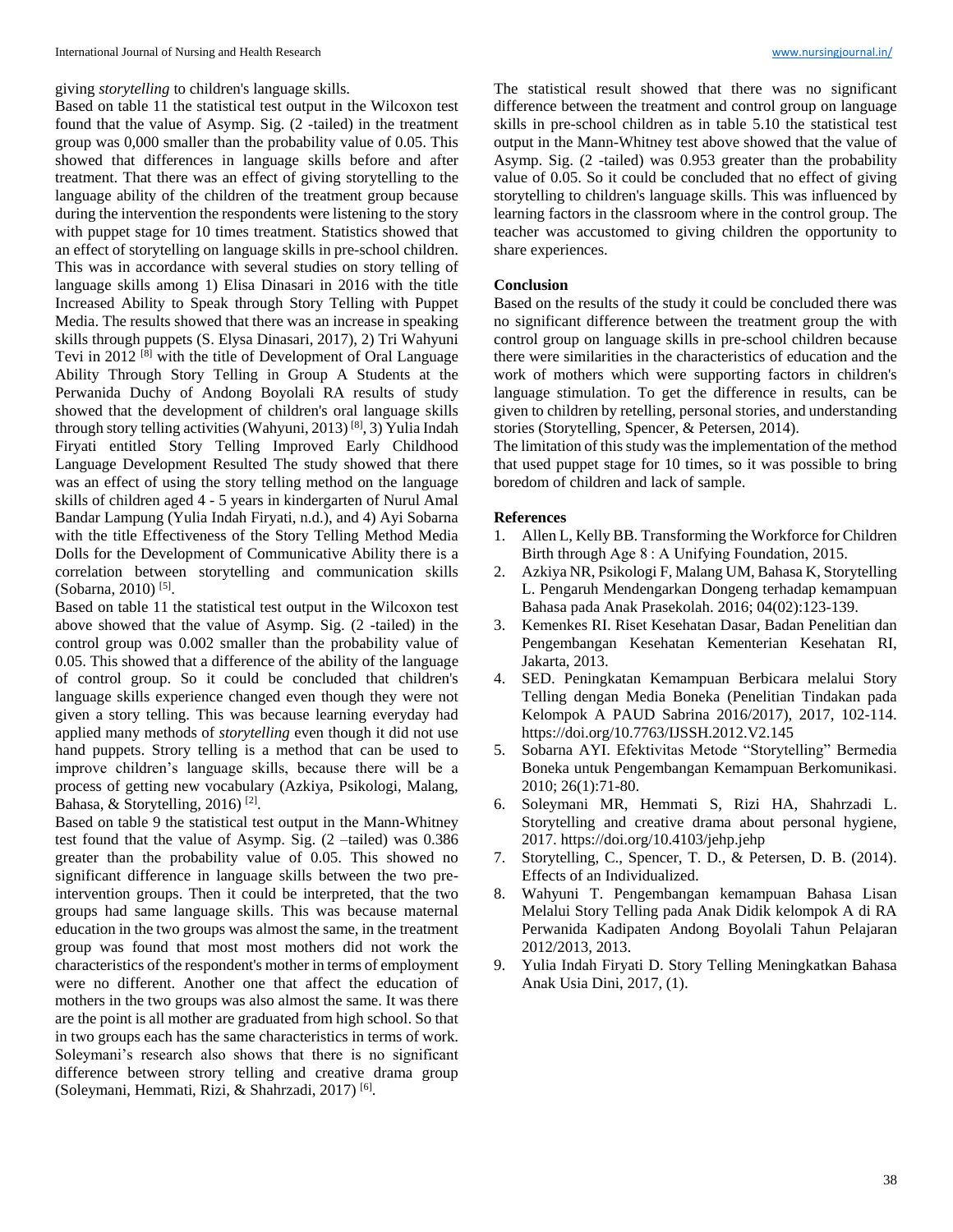giving *storytelling* to children's language skills.

Based on table 11 the statistical test output in the Wilcoxon test found that the value of Asymp. Sig. (2 -tailed) in the treatment group was 0,000 smaller than the probability value of 0.05. This showed that differences in language skills before and after treatment. That there was an effect of giving storytelling to the language ability of the children of the treatment group because during the intervention the respondents were listening to the story with puppet stage for 10 times treatment. Statistics showed that an effect of storytelling on language skills in pre-school children. This was in accordance with several studies on story telling of language skills among 1) Elisa Dinasari in 2016 with the title Increased Ability to Speak through Story Telling with Puppet Media. The results showed that there was an increase in speaking skills through puppets (S. Elysa Dinasari, 2017), 2) Tri Wahyuni Tevi in 2012 [8] with the title of Development of Oral Language Ability Through Story Telling in Group A Students at the Perwanida Duchy of Andong Boyolali RA results of study showed that the development of children's oral language skills through story telling activities (Wahyuni, 2013) [8], 3) Yulia Indah Firyati entitled Story Telling Improved Early Childhood Language Development Resulted The study showed that there was an effect of using the story telling method on the language skills of children aged 4 - 5 years in kindergarten of Nurul Amal Bandar Lampung (Yulia Indah Firyati, n.d.), and 4) Ayi Sobarna with the title Effectiveness of the Story Telling Method Media Dolls for the Development of Communicative Ability there is a correlation between storytelling and communication skills (Sobarna, 2010) [5].

Based on table 11 the statistical test output in the Wilcoxon test above showed that the value of Asymp. Sig. (2 -tailed) in the control group was 0.002 smaller than the probability value of 0.05. This showed that a difference of the ability of the language of control group. So it could be concluded that children's language skills experience changed even though they were not given a story telling. This was because learning everyday had applied many methods of *storytelling* even though it did not use hand puppets. Strory telling is a method that can be used to improve children's language skills, because there will be a process of getting new vocabulary (Azkiya, Psikologi, Malang, Bahasa, & Storytelling, 2016) [2].

Based on table 9 the statistical test output in the Mann-Whitney test found that the value of Asymp. Sig. (2 –tailed) was 0.386 greater than the probability value of 0.05. This showed no significant difference in language skills between the two pre-intervention groups. Then it could be interpreted, that the two groups had same language skills. This was because maternal education in the two groups was almost the same, in the treatment group was found that most most mothers did not work the characteristics of the respondent's mother in terms of employment were no different. Another one that affect the education of mothers in the two groups was also almost the same. It was there are the point is all mother are graduated from high school. So that in two groups each has the same characteristics in terms of work. Soleymani's research also shows that there is no significant difference between strory telling and creative drama group (Soleymani, Hemmati, Rizi, & Shahrzadi, 2017) [6].

The statistical result showed that there was no significant difference between the treatment and control group on language skills in pre-school children as in table 5.10 the statistical test output in the Mann-Whitney test above showed that the value of Asymp. Sig. (2 -tailed) was 0.953 greater than the probability value of 0.05. So it could be concluded that no effect of giving storytelling to children's language skills. This was influenced by learning factors in the classroom where in the control group. The teacher was accustomed to giving children the opportunity to share experiences.

## Conclusion

Based on the results of the study it could be concluded there was no significant difference between the treatment group the with control group on language skills in pre-school children because there were similarities in the characteristics of education and the work of mothers which were supporting factors in children's language stimulation. To get the difference in results, can be given to children by retelling, personal stories, and understanding stories (Storytelling, Spencer, & Petersen, 2014).

The limitation of this study was the implementation of the method that used puppet stage for 10 times, so it was possible to bring boredom of children and lack of sample.

## References

1. Allen L, Kelly BB. Transforming the Workforce for Children Birth through Age 8 : A Unifying Foundation, 2015.
2. Azkiya NR, Psikologi F, Malang UM, Bahasa K, Storytelling L. Pengaruh Mendengarkan Dongeng terhadap kemampuan Bahasa pada Anak Prasekolah. 2016; 04(02):123-139.
3. Kemenkes RI. Riset Kesehatan Dasar, Badan Penelitian dan Pengembangan Kesehatan Kementerian Kesehatan RI, Jakarta, 2013.
4. SED. Peningkatan Kemampuan Berbicara melalui Story Telling dengan Media Boneka (Penelitian Tindakan pada Kelompok A PAUD Sabrina 2016/2017), 2017, 102-114. https://doi.org/10.7763/IJSSH.2012.V2.145
5. Sobarna AYI. Efektivitas Metode "Storytelling" Bermedia Boneka untuk Pengembangan Kemampuan Berkomunikasi. 2010; 26(1):71-80.
6. Soleymani MR, Hemmati S, Rizi HA, Shahrzadi L. Storytelling and creative drama about personal hygiene, 2017. https://doi.org/10.4103/jehp.jehp
7. Storytelling, C., Spencer, T. D., & Petersen, D. B. (2014). Effects of an Individualized.
8. Wahyuni T. Pengembangan kemampuan Bahasa Lisan Melalui Story Telling pada Anak Didik kelompok A di RA Perwanida Kadipaten Andong Boyolali Tahun Pelajaran 2012/2013, 2013.
9. Yulia Indah Firyati D. Story Telling Meningkatkan Bahasa Anak Usia Dini, 2017, (1).